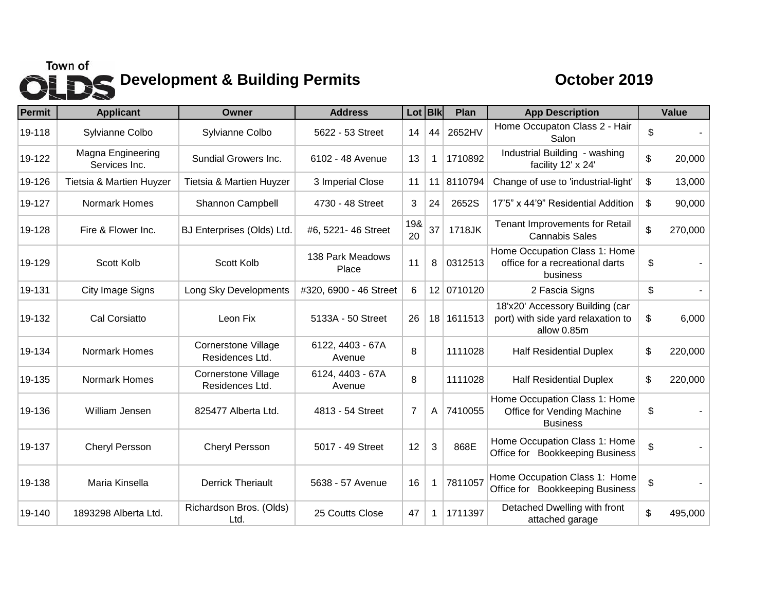# Town of OLDS Development & Building Permits

## October 2019

| Permit | Applicant | Owner | Address | Lot | Blk | Plan | App Description | Value |
|---|---|---|---|---|---|---|---|---|
| 19-118 | Sylvianne Colbo | Sylvianne Colbo | 5622 - 53 Street | 14 | 44 | 2652HV | Home Occupaton Class 2 - Hair Salon | $ - |
| 19-122 | Magna Engineering Services Inc. | Sundial Growers Inc. | 6102 - 48 Avenue | 13 | 1 | 1710892 | Industrial Building - washing facility 12' x 24' | $ 20,000 |
| 19-126 | Tietsia & Martien Huyzer | Tietsia & Martien Huyzer | 3 Imperial Close | 11 | 11 | 8110794 | Change of use to 'industrial-light' | $ 13,000 |
| 19-127 | Normark Homes | Shannon Campbell | 4730 - 48 Street | 3 | 24 | 2652S | 17'5" x 44'9" Residential Addition | $ 90,000 |
| 19-128 | Fire & Flower Inc. | BJ Enterprises (Olds) Ltd. | #6, 5221- 46 Street | 19& 20 | 37 | 1718JK | Tenant Improvements for Retail Cannabis Sales | $ 270,000 |
| 19-129 | Scott Kolb | Scott Kolb | 138 Park Meadows Place | 11 | 8 | 0312513 | Home Occupation Class 1: Home office for a recreational darts business | $ - |
| 19-131 | City Image Signs | Long Sky Developments | #320, 6900 - 46 Street | 6 | 12 | 0710120 | 2 Fascia Signs | $ - |
| 19-132 | Cal Corsiatto | Leon Fix | 5133A - 50 Street | 26 | 18 | 1611513 | 18'x20' Accessory Building (car port) with side yard relaxation to allow 0.85m | $ 6,000 |
| 19-134 | Normark Homes | Cornerstone Village Residences Ltd. | 6122, 4403 - 67A Avenue | 8 | | 1111028 | Half Residential Duplex | $ 220,000 |
| 19-135 | Normark Homes | Cornerstone Village Residences Ltd. | 6124, 4403 - 67A Avenue | 8 | | 1111028 | Half Residential Duplex | $ 220,000 |
| 19-136 | William Jensen | 825477 Alberta Ltd. | 4813 - 54 Street | 7 | A | 7410055 | Home Occupation Class 1: Home Office for Vending Machine Business | $ - |
| 19-137 | Cheryl Persson | Cheryl Persson | 5017 - 49 Street | 12 | 3 | 868E | Home Occupation Class 1: Home Office for Bookkeeping Business | $ - |
| 19-138 | Maria Kinsella | Derrick Theriault | 5638 - 57 Avenue | 16 | 1 | 7811057 | Home Occupation Class 1: Home Office for Bookkeeping Business | $ - |
| 19-140 | 1893298 Alberta Ltd. | Richardson Bros. (Olds) Ltd. | 25 Coutts Close | 47 | 1 | 1711397 | Detached Dwelling with front attached garage | $ 495,000 |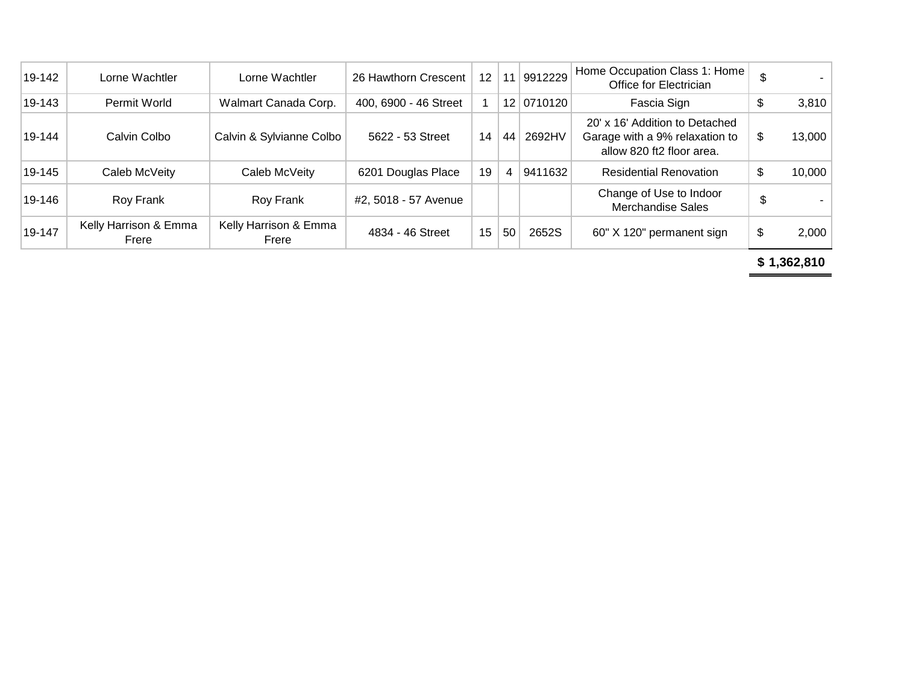| | | | | | | | | | |
|---|---|---|---|---|---|---|---|---|---|
| 19-142 | Lorne Wachtler | Lorne Wachtler | 26 Hawthorn Crescent | 12 | 11 | 9912229 | Home Occupation Class 1: Home Office for Electrician | $ | - |
| 19-143 | Permit World | Walmart Canada Corp. | 400, 6900 - 46 Street | 1 | 12 | 0710120 | Fascia Sign | $ | 3,810 |
| 19-144 | Calvin Colbo | Calvin & Sylvianne Colbo | 5622 - 53 Street | 14 | 44 | 2692HV | 20' x 16' Addition to Detached Garage with a 9% relaxation to allow 820 ft2 floor area. | $ | 13,000 |
| 19-145 | Caleb McVeity | Caleb McVeity | 6201 Douglas Place | 19 | 4 | 9411632 | Residential Renovation | $ | 10,000 |
| 19-146 | Roy Frank | Roy Frank | #2, 5018 - 57 Avenue | | | | Change of Use to Indoor Merchandise Sales | $ | - |
| 19-147 | Kelly Harrison & Emma Frere | Kelly Harrison & Emma Frere | 4834 - 46 Street | 15 | 50 | 2652S | 60" X 120" permanent sign | $ | 2,000 |
| | | | | | | | | **$** | **1,362,810** |